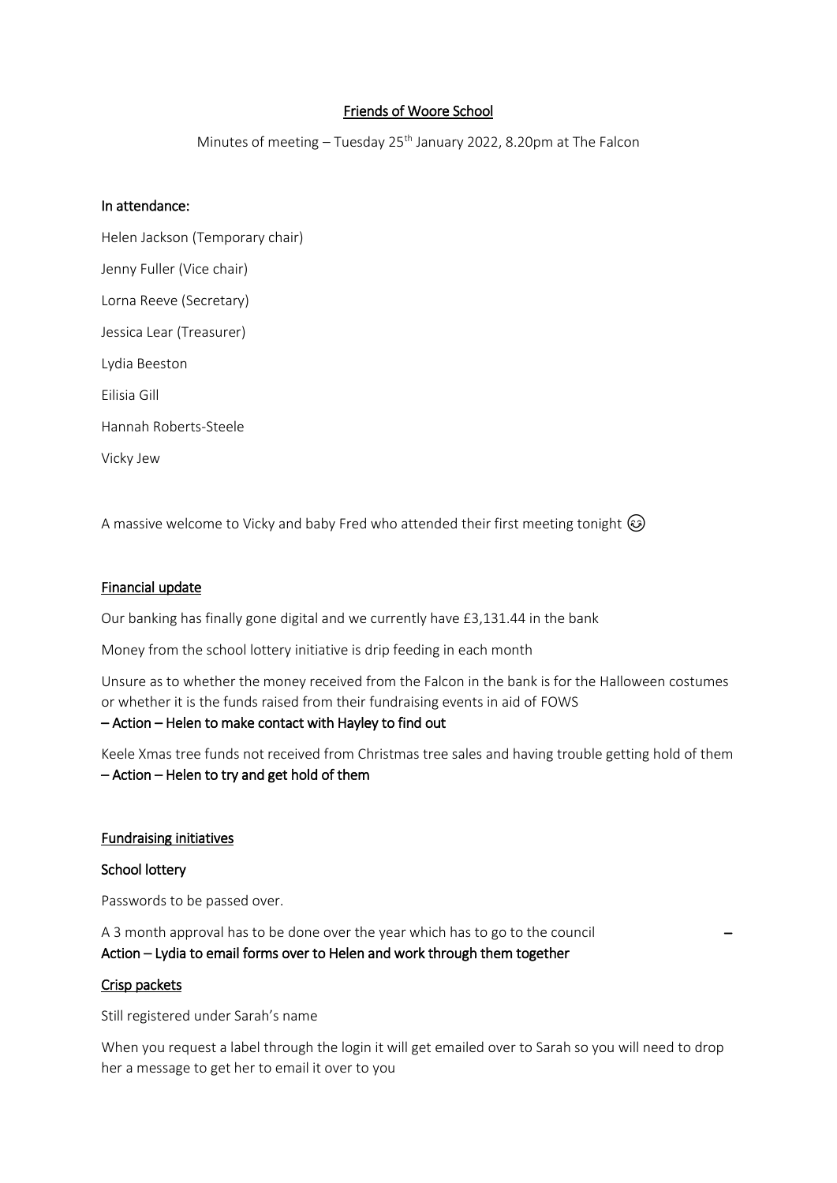# Friends of Woore School

Minutes of meeting – Tuesday 25th January 2022, 8.20pm at The Falcon

## In attendance:

Helen Jackson (Temporary chair)

Jenny Fuller (Vice chair)

Lorna Reeve (Secretary)

Jessica Lear (Treasurer)

Lydia Beeston

Eilisia Gill

Hannah Roberts-Steele

Vicky Jew

A massive welcome to Vicky and baby Fred who attended their first meeting tonight 😉

## Financial update

Our banking has finally gone digital and we currently have £3,131.44 in the bank

Money from the school lottery initiative is drip feeding in each month

Unsure as to whether the money received from the Falcon in the bank is for the Halloween costumes or whether it is the funds raised from their fundraising events in aid of FOWS

**– Action – Helen to make contact with Hayley to find out**

Keele Xmas tree funds not received from Christmas tree sales and having trouble getting hold of them **– Action – Helen to try and get hold of them**

## Fundraising initiatives

### School lottery

Passwords to be passed over.

A 3 month approval has to be done over the year which has to go to the council –
**Action – Lydia to email forms over to Helen and work through them together**

### Crisp packets

Still registered under Sarah's name

When you request a label through the login it will get emailed over to Sarah so you will need to drop her a message to get her to email it over to you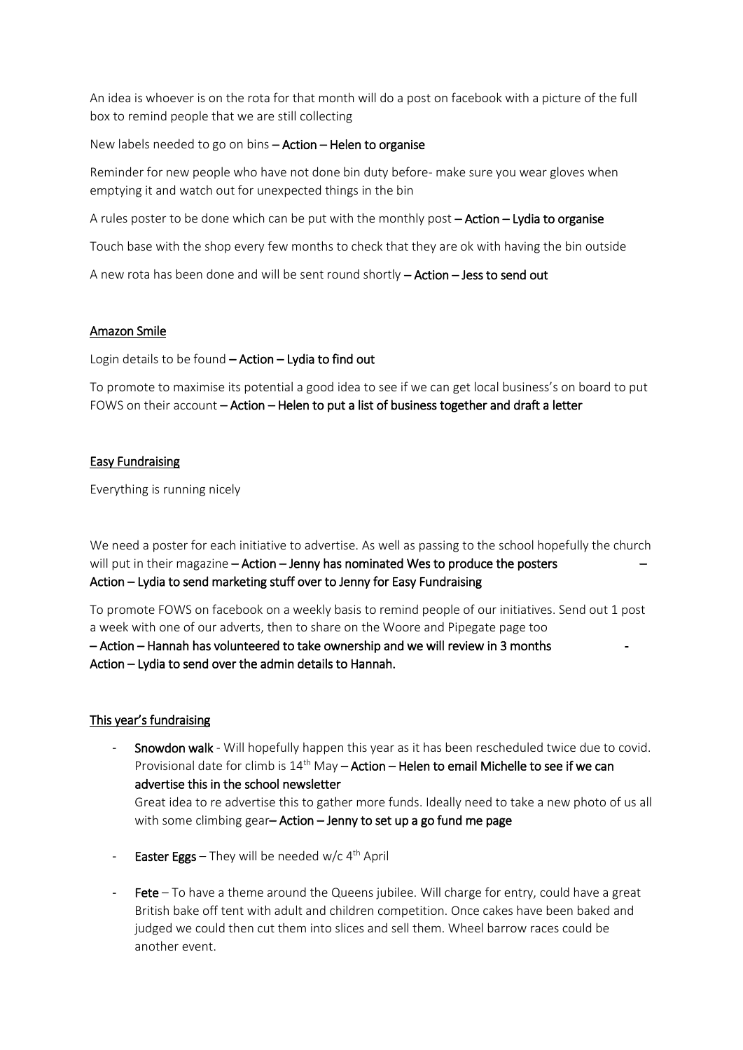An idea is whoever is on the rota for that month will do a post on facebook with a picture of the full box to remind people that we are still collecting

New labels needed to go on bins – **Action – Helen to organise**

Reminder for new people who have not done bin duty before- make sure you wear gloves when emptying it and watch out for unexpected things in the bin

A rules poster to be done which can be put with the monthly post – **Action – Lydia to organise**

Touch base with the shop every few months to check that they are ok with having the bin outside

A new rota has been done and will be sent round shortly – **Action – Jess to send out**

## Amazon Smile

Login details to be found – **Action – Lydia to find out**

To promote to maximise its potential a good idea to see if we can get local business's on board to put FOWS on their account – **Action – Helen to put a list of business together and draft a letter**

## Easy Fundraising

Everything is running nicely

We need a poster for each initiative to advertise. As well as passing to the school hopefully the church will put in their magazine – **Action – Jenny has nominated Wes to produce the posters – Action – Lydia to send marketing stuff over to Jenny for Easy Fundraising**

To promote FOWS on facebook on a weekly basis to remind people of our initiatives. Send out 1 post a week with one of our adverts, then to share on the Woore and Pipegate page too **– Action – Hannah has volunteered to take ownership and we will review in 3 months - Action – Lydia to send over the admin details to Hannah.**

## This year's fundraising

- **Snowdon walk** - Will hopefully happen this year as it has been rescheduled twice due to covid. Provisional date for climb is 14th May – **Action – Helen to email Michelle to see if we can advertise this in the school newsletter**
  Great idea to re advertise this to gather more funds. Ideally need to take a new photo of us all with some climbing gear**– Action – Jenny to set up a go fund me page**
- **Easter Eggs** – They will be needed w/c 4th April
- **Fete** – To have a theme around the Queens jubilee. Will charge for entry, could have a great British bake off tent with adult and children competition. Once cakes have been baked and judged we could then cut them into slices and sell them. Wheel barrow races could be another event.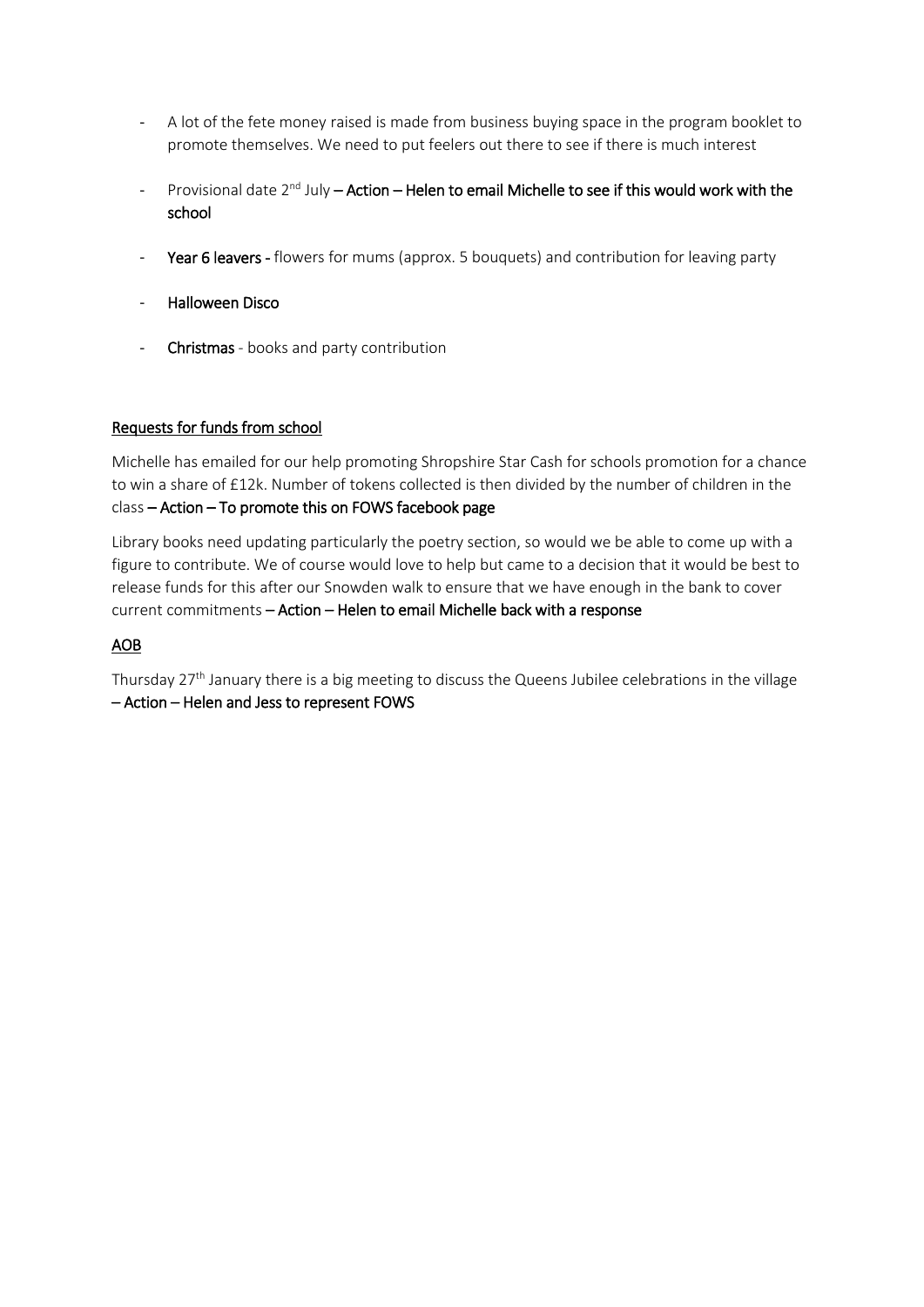- A lot of the fete money raised is made from business buying space in the program booklet to promote themselves. We need to put feelers out there to see if there is much interest
- Provisional date 2nd July – **Action – Helen to email Michelle to see if this would work with the school**
- **Year 6 leavers** - flowers for mums (approx. 5 bouquets) and contribution for leaving party
- **Halloween Disco**
- **Christmas** - books and party contribution

## Requests for funds from school

Michelle has emailed for our help promoting Shropshire Star Cash for schools promotion for a chance to win a share of £12k. Number of tokens collected is then divided by the number of children in the class **– Action – To promote this on FOWS facebook page**

Library books need updating particularly the poetry section, so would we be able to come up with a figure to contribute. We of course would love to help but came to a decision that it would be best to release funds for this after our Snowden walk to ensure that we have enough in the bank to cover current commitments **– Action – Helen to email Michelle back with a response**

## AOB

Thursday 27th January there is a big meeting to discuss the Queens Jubilee celebrations in the village **– Action – Helen and Jess to represent FOWS**